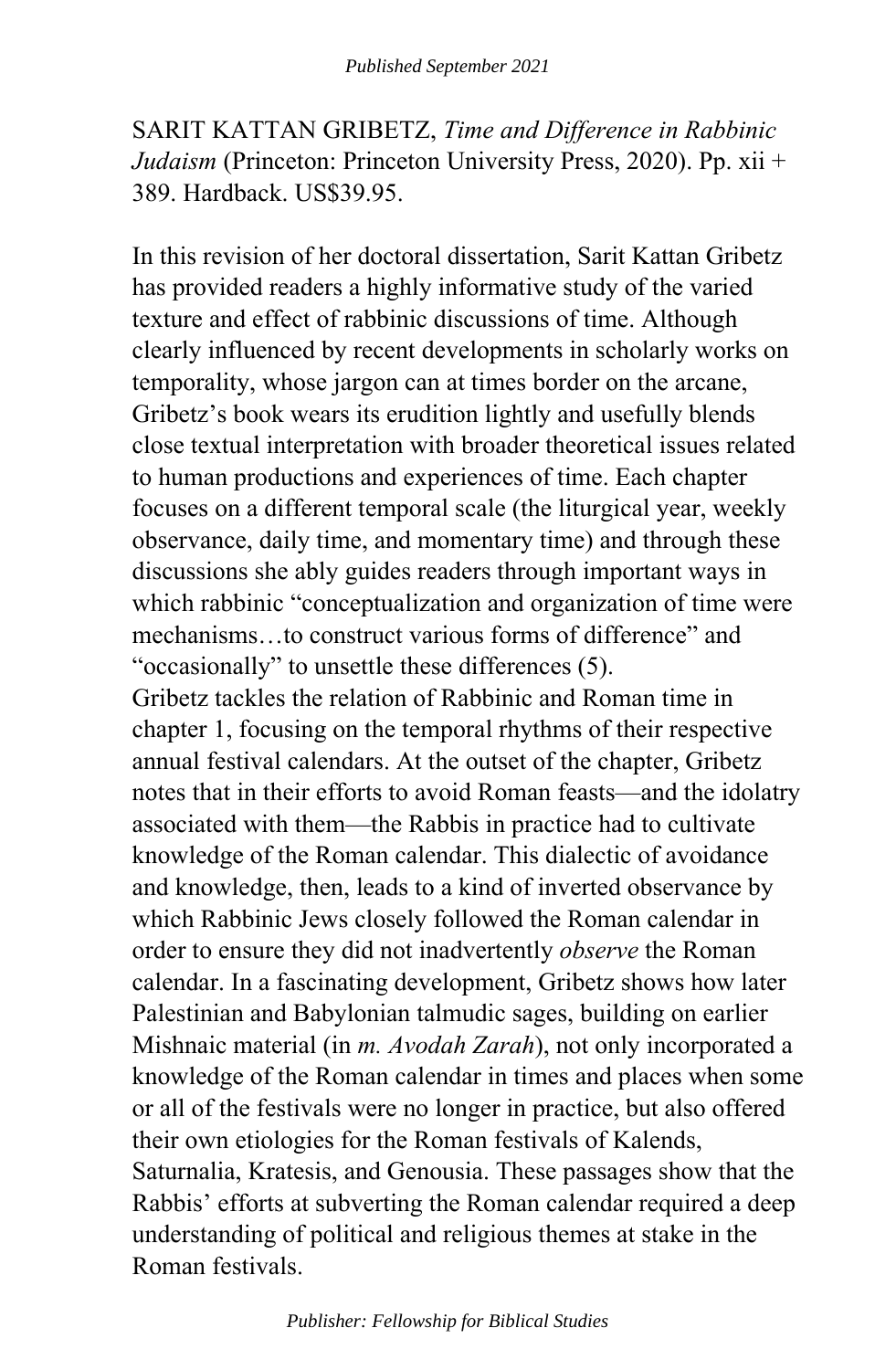SARIT KATTAN GRIBETZ, *Time and Difference in Rabbinic Judaism* (Princeton: Princeton University Press, 2020). Pp. xii + 389. Hardback. US$39.95.

In this revision of her doctoral dissertation, Sarit Kattan Gribetz has provided readers a highly informative study of the varied texture and effect of rabbinic discussions of time. Although clearly influenced by recent developments in scholarly works on temporality, whose jargon can at times border on the arcane, Gribetz's book wears its erudition lightly and usefully blends close textual interpretation with broader theoretical issues related to human productions and experiences of time. Each chapter focuses on a different temporal scale (the liturgical year, weekly observance, daily time, and momentary time) and through these discussions she ably guides readers through important ways in which rabbinic "conceptualization and organization of time were mechanisms…to construct various forms of difference" and "occasionally" to unsettle these differences (5).

Gribetz tackles the relation of Rabbinic and Roman time in chapter 1, focusing on the temporal rhythms of their respective annual festival calendars. At the outset of the chapter, Gribetz notes that in their efforts to avoid Roman feasts—and the idolatry associated with them—the Rabbis in practice had to cultivate knowledge of the Roman calendar. This dialectic of avoidance and knowledge, then, leads to a kind of inverted observance by which Rabbinic Jews closely followed the Roman calendar in order to ensure they did not inadvertently *observe* the Roman calendar. In a fascinating development, Gribetz shows how later Palestinian and Babylonian talmudic sages, building on earlier Mishnaic material (in *m. Avodah Zarah*), not only incorporated a knowledge of the Roman calendar in times and places when some or all of the festivals were no longer in practice, but also offered their own etiologies for the Roman festivals of Kalends, Saturnalia, Kratesis, and Genousia. These passages show that the Rabbis' efforts at subverting the Roman calendar required a deep understanding of political and religious themes at stake in the Roman festivals.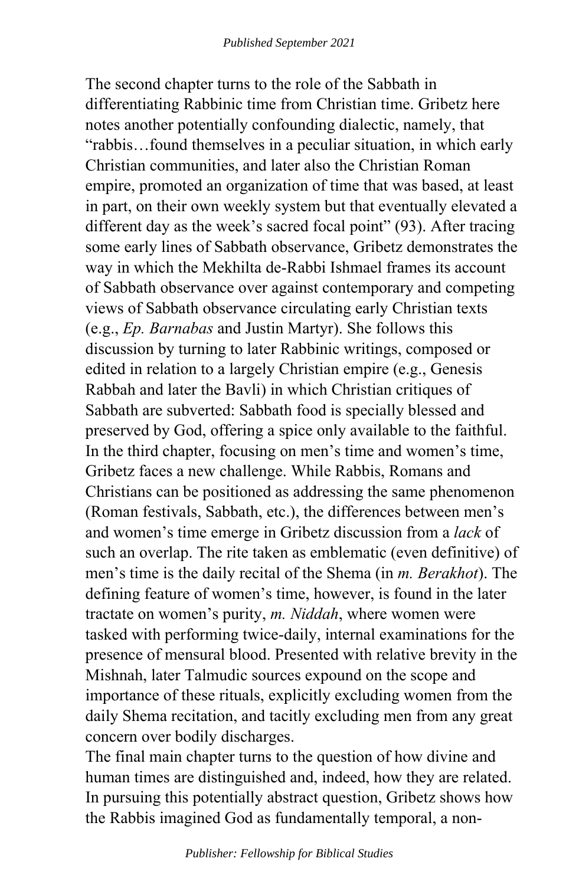The second chapter turns to the role of the Sabbath in differentiating Rabbinic time from Christian time. Gribetz here notes another potentially confounding dialectic, namely, that "rabbis…found themselves in a peculiar situation, in which early Christian communities, and later also the Christian Roman empire, promoted an organization of time that was based, at least in part, on their own weekly system but that eventually elevated a different day as the week's sacred focal point" (93). After tracing some early lines of Sabbath observance, Gribetz demonstrates the way in which the Mekhilta de-Rabbi Ishmael frames its account of Sabbath observance over against contemporary and competing views of Sabbath observance circulating early Christian texts (e.g., *Ep. Barnabas* and Justin Martyr). She follows this discussion by turning to later Rabbinic writings, composed or edited in relation to a largely Christian empire (e.g., Genesis Rabbah and later the Bavli) in which Christian critiques of Sabbath are subverted: Sabbath food is specially blessed and preserved by God, offering a spice only available to the faithful. In the third chapter, focusing on men's time and women's time, Gribetz faces a new challenge. While Rabbis, Romans and Christians can be positioned as addressing the same phenomenon (Roman festivals, Sabbath, etc.), the differences between men's and women's time emerge in Gribetz discussion from a *lack* of such an overlap. The rite taken as emblematic (even definitive) of men's time is the daily recital of the Shema (in *m. Berakhot*). The defining feature of women's time, however, is found in the later tractate on women's purity, *m. Niddah*, where women were tasked with performing twice-daily, internal examinations for the presence of mensural blood. Presented with relative brevity in the Mishnah, later Talmudic sources expound on the scope and importance of these rituals, explicitly excluding women from the daily Shema recitation, and tacitly excluding men from any great concern over bodily discharges.

The final main chapter turns to the question of how divine and human times are distinguished and, indeed, how they are related. In pursuing this potentially abstract question, Gribetz shows how the Rabbis imagined God as fundamentally temporal, a non-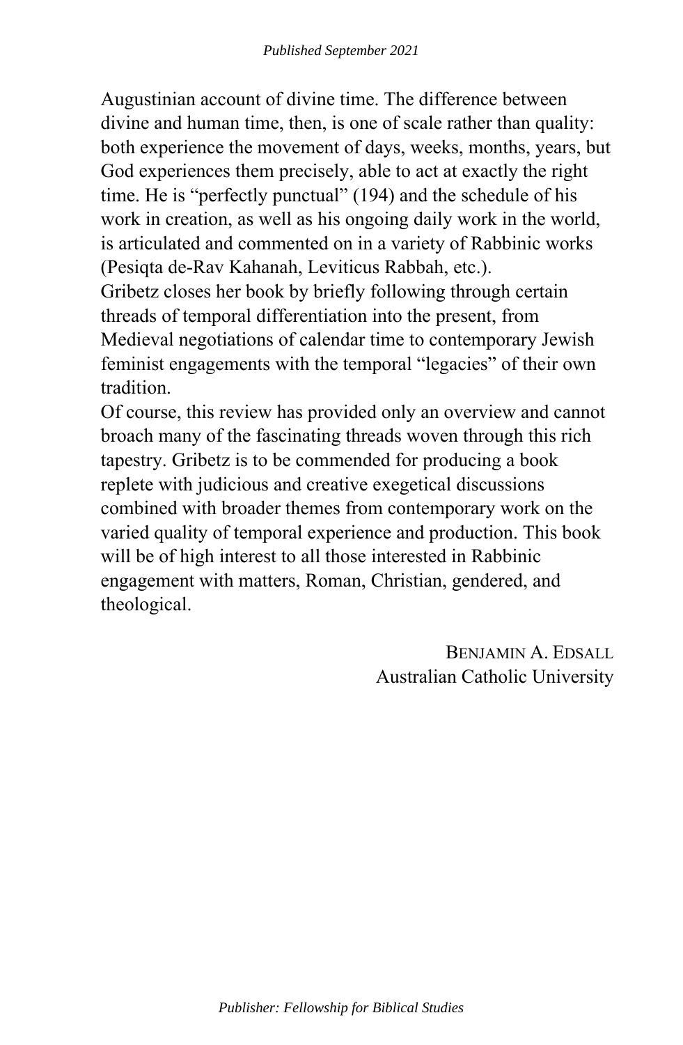Augustinian account of divine time. The difference between divine and human time, then, is one of scale rather than quality: both experience the movement of days, weeks, months, years, but God experiences them precisely, able to act at exactly the right time. He is "perfectly punctual" (194) and the schedule of his work in creation, as well as his ongoing daily work in the world, is articulated and commented on in a variety of Rabbinic works (Pesiqta de-Rav Kahanah, Leviticus Rabbah, etc.).

Gribetz closes her book by briefly following through certain threads of temporal differentiation into the present, from Medieval negotiations of calendar time to contemporary Jewish feminist engagements with the temporal "legacies" of their own tradition.

Of course, this review has provided only an overview and cannot broach many of the fascinating threads woven through this rich tapestry. Gribetz is to be commended for producing a book replete with judicious and creative exegetical discussions combined with broader themes from contemporary work on the varied quality of temporal experience and production. This book will be of high interest to all those interested in Rabbinic engagement with matters, Roman, Christian, gendered, and theological.

BENJAMIN A. EDSALL
Australian Catholic University